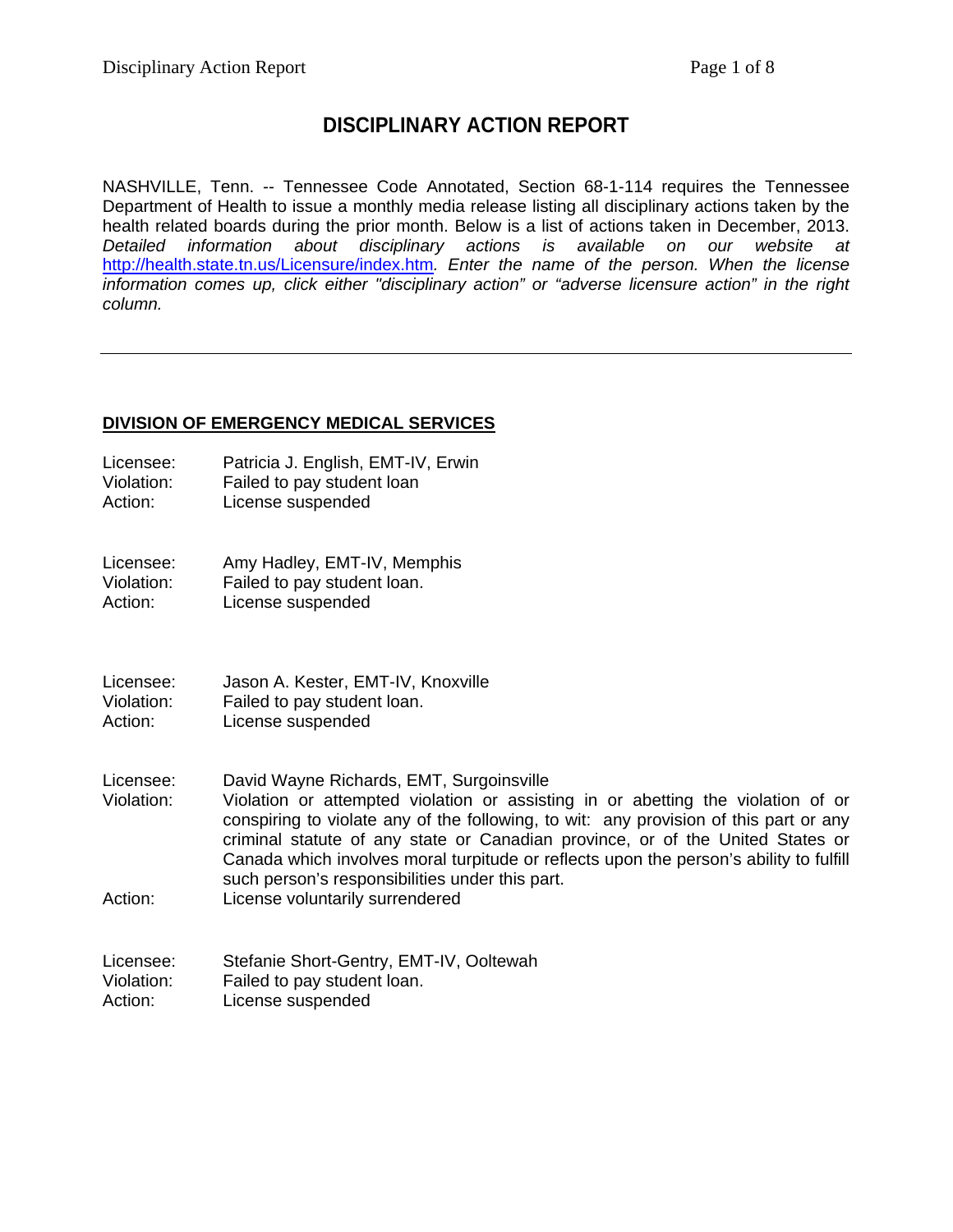# DISCIPLINARY ACTION REPORT

NASHVILLE, Tenn. -- Tennessee Code Annotated, Section 68-1-114 requires the Tennessee Department of Health to issue a monthly media release listing all disciplinary actions taken by the health related boards during the prior month. Below is a list of actions taken in December, 2013. *Detailed information about disciplinary actions is available on our website at* [http://health.state.tn.us/Licensure/index.htm](http://health.state.tn.us/Licensure/index.htm). *Enter the name of the person. When the license information comes up, click either "disciplinary action" or "adverse licensure action" in the right column.*

---

## DIVISION OF EMERGENCY MEDICAL SERVICES

Licensee: Patricia J. English, EMT-IV, Erwin
Violation: Failed to pay student loan
Action: License suspended

Licensee: Amy Hadley, EMT-IV, Memphis
Violation: Failed to pay student loan.
Action: License suspended

Licensee: Jason A. Kester, EMT-IV, Knoxville
Violation: Failed to pay student loan.
Action: License suspended

Licensee: David Wayne Richards, EMT, Surgoinsville
Violation: Violation or attempted violation or assisting in or abetting the violation of or conspiring to violate any of the following, to wit: any provision of this part or any criminal statute of any state or Canadian province, or of the United States or Canada which involves moral turpitude or reflects upon the person's ability to fulfill such person's responsibilities under this part.
Action: License voluntarily surrendered

Licensee: Stefanie Short-Gentry, EMT-IV, Ooltewah
Violation: Failed to pay student loan.
Action: License suspended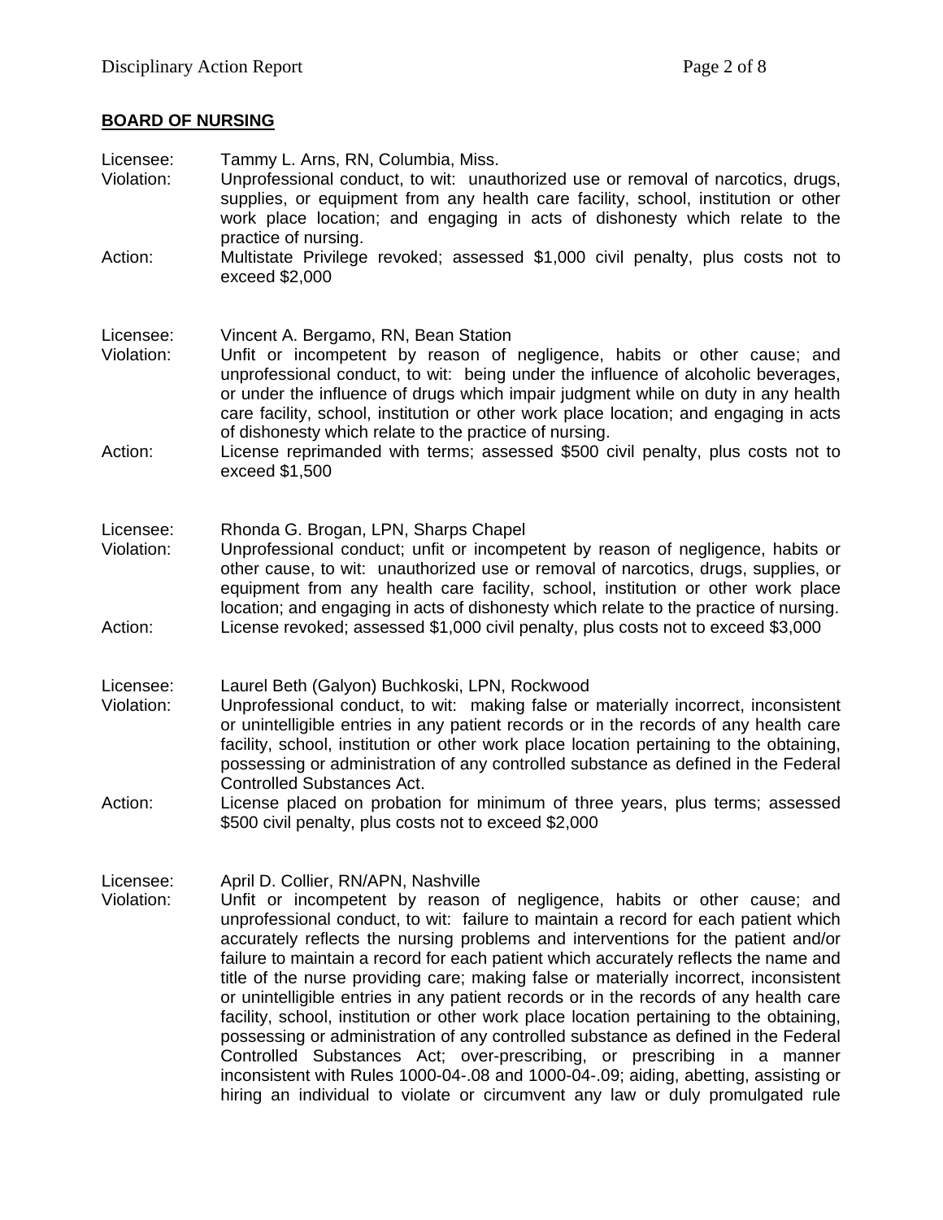## BOARD OF NURSING

Licensee: Tammy L. Arns, RN, Columbia, Miss.
Violation: Unprofessional conduct, to wit: unauthorized use or removal of narcotics, drugs, supplies, or equipment from any health care facility, school, institution or other work place location; and engaging in acts of dishonesty which relate to the practice of nursing.
Action: Multistate Privilege revoked; assessed $1,000 civil penalty, plus costs not to exceed $2,000

Licensee: Vincent A. Bergamo, RN, Bean Station
Violation: Unfit or incompetent by reason of negligence, habits or other cause; and unprofessional conduct, to wit: being under the influence of alcoholic beverages, or under the influence of drugs which impair judgment while on duty in any health care facility, school, institution or other work place location; and engaging in acts of dishonesty which relate to the practice of nursing.
Action: License reprimanded with terms; assessed $500 civil penalty, plus costs not to exceed $1,500

Licensee: Rhonda G. Brogan, LPN, Sharps Chapel
Violation: Unprofessional conduct; unfit or incompetent by reason of negligence, habits or other cause, to wit: unauthorized use or removal of narcotics, drugs, supplies, or equipment from any health care facility, school, institution or other work place location; and engaging in acts of dishonesty which relate to the practice of nursing.
Action: License revoked; assessed $1,000 civil penalty, plus costs not to exceed $3,000

Licensee: Laurel Beth (Galyon) Buchkoski, LPN, Rockwood
Violation: Unprofessional conduct, to wit: making false or materially incorrect, inconsistent or unintelligible entries in any patient records or in the records of any health care facility, school, institution or other work place location pertaining to the obtaining, possessing or administration of any controlled substance as defined in the Federal Controlled Substances Act.
Action: License placed on probation for minimum of three years, plus terms; assessed $500 civil penalty, plus costs not to exceed $2,000

Licensee: April D. Collier, RN/APN, Nashville
Violation: Unfit or incompetent by reason of negligence, habits or other cause; and unprofessional conduct, to wit: failure to maintain a record for each patient which accurately reflects the nursing problems and interventions for the patient and/or failure to maintain a record for each patient which accurately reflects the name and title of the nurse providing care; making false or materially incorrect, inconsistent or unintelligible entries in any patient records or in the records of any health care facility, school, institution or other work place location pertaining to the obtaining, possessing or administration of any controlled substance as defined in the Federal Controlled Substances Act; over-prescribing, or prescribing in a manner inconsistent with Rules 1000-04-.08 and 1000-04-.09; aiding, abetting, assisting or hiring an individual to violate or circumvent any law or duly promulgated rule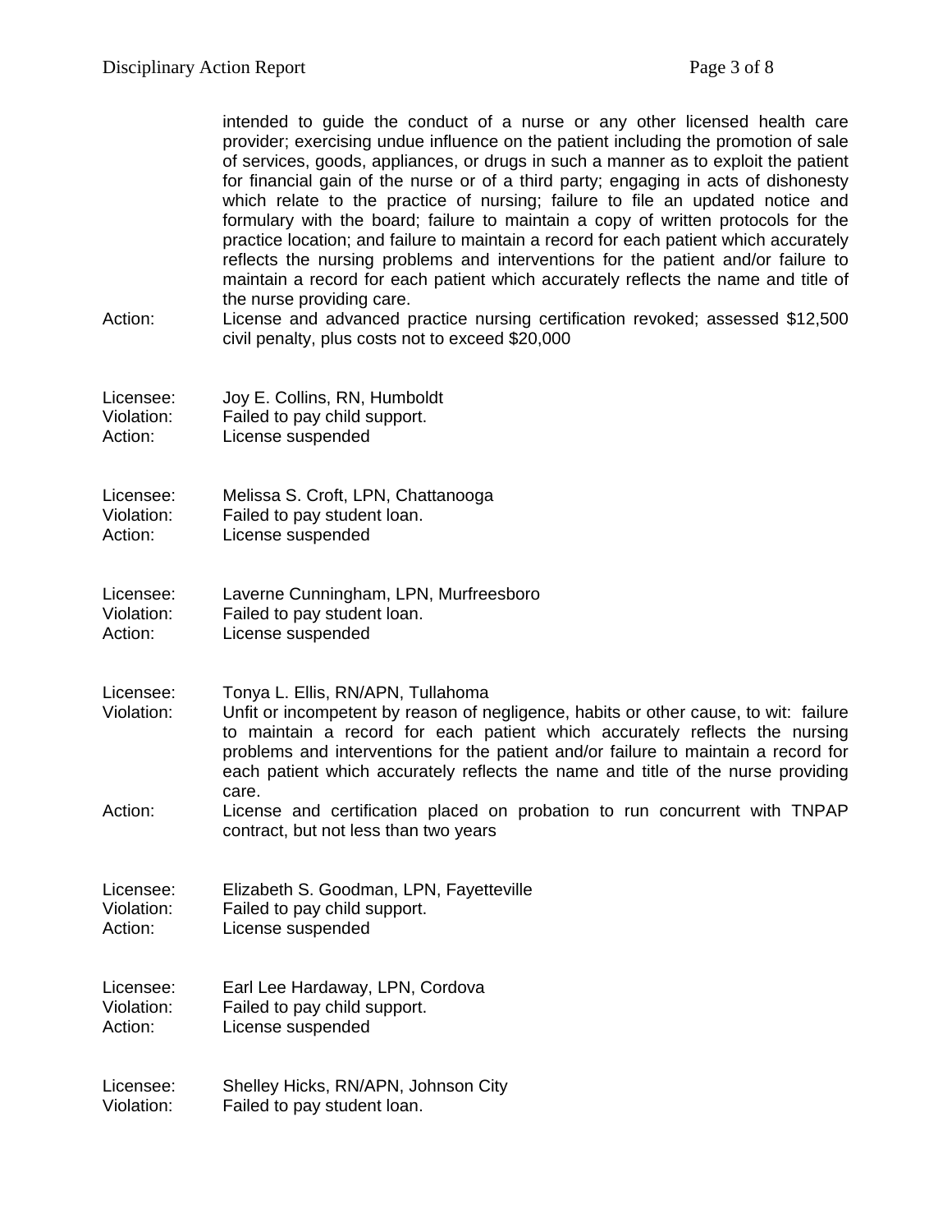intended to guide the conduct of a nurse or any other licensed health care provider; exercising undue influence on the patient including the promotion of sale of services, goods, appliances, or drugs in such a manner as to exploit the patient for financial gain of the nurse or of a third party; engaging in acts of dishonesty which relate to the practice of nursing; failure to file an updated notice and formulary with the board; failure to maintain a copy of written protocols for the practice location; and failure to maintain a record for each patient which accurately reflects the nursing problems and interventions for the patient and/or failure to maintain a record for each patient which accurately reflects the name and title of the nurse providing care.

Action: License and advanced practice nursing certification revoked; assessed $12,500 civil penalty, plus costs not to exceed $20,000

Licensee: Joy E. Collins, RN, Humboldt
Violation: Failed to pay child support.
Action: License suspended

Licensee: Melissa S. Croft, LPN, Chattanooga
Violation: Failed to pay student loan.
Action: License suspended

Licensee: Laverne Cunningham, LPN, Murfreesboro
Violation: Failed to pay student loan.
Action: License suspended

Licensee: Tonya L. Ellis, RN/APN, Tullahoma
Violation: Unfit or incompetent by reason of negligence, habits or other cause, to wit: failure to maintain a record for each patient which accurately reflects the nursing problems and interventions for the patient and/or failure to maintain a record for each patient which accurately reflects the name and title of the nurse providing care.
Action: License and certification placed on probation to run concurrent with TNPAP contract, but not less than two years

Licensee: Elizabeth S. Goodman, LPN, Fayetteville
Violation: Failed to pay child support.
Action: License suspended

Licensee: Earl Lee Hardaway, LPN, Cordova
Violation: Failed to pay child support.
Action: License suspended

Licensee: Shelley Hicks, RN/APN, Johnson City
Violation: Failed to pay student loan.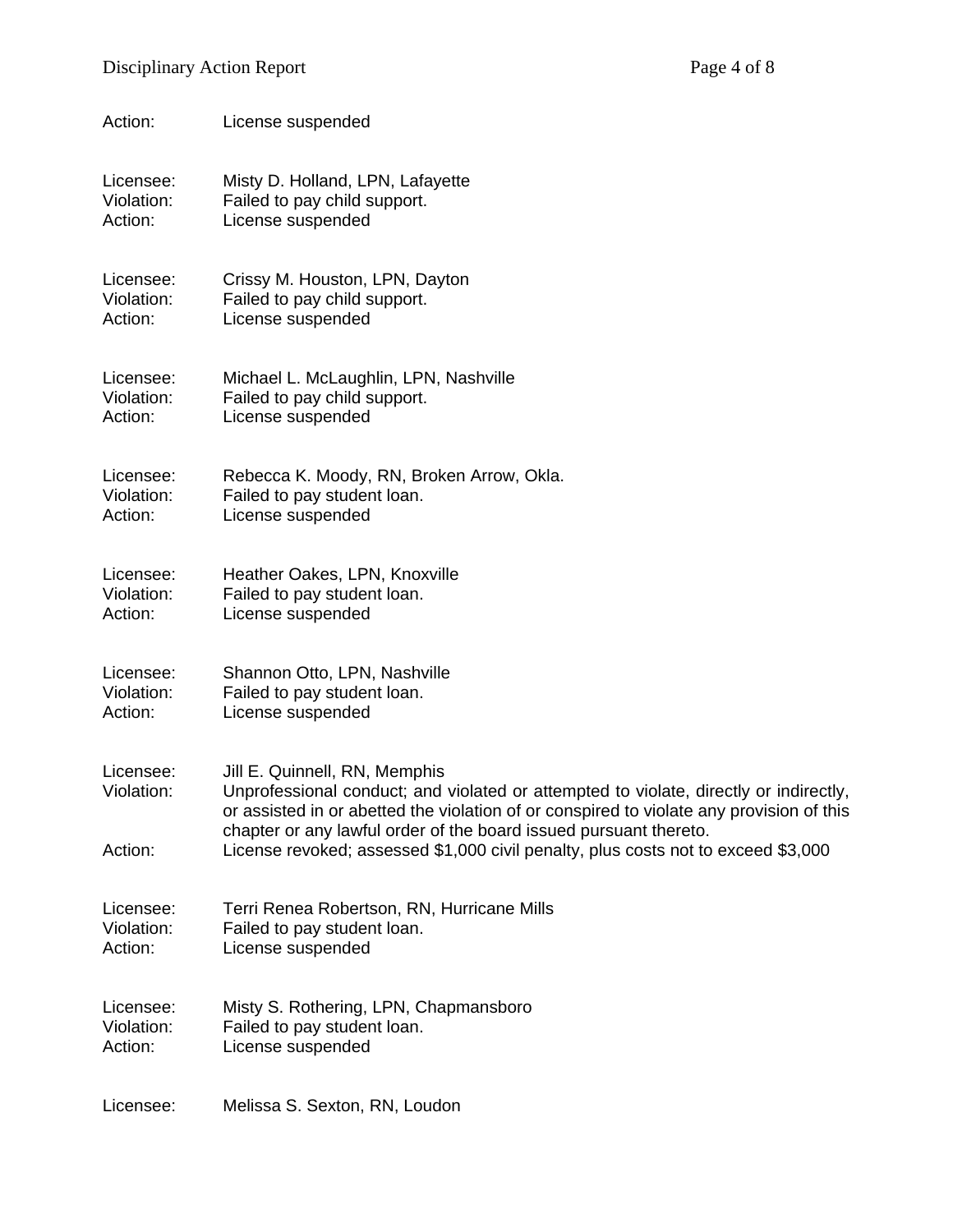Action: License suspended

Licensee: Misty D. Holland, LPN, Lafayette
Violation: Failed to pay child support.
Action: License suspended

Licensee: Crissy M. Houston, LPN, Dayton
Violation: Failed to pay child support.
Action: License suspended

Licensee: Michael L. McLaughlin, LPN, Nashville
Violation: Failed to pay child support.
Action: License suspended

Licensee: Rebecca K. Moody, RN, Broken Arrow, Okla.
Violation: Failed to pay student loan.
Action: License suspended

Licensee: Heather Oakes, LPN, Knoxville
Violation: Failed to pay student loan.
Action: License suspended

Licensee: Shannon Otto, LPN, Nashville
Violation: Failed to pay student loan.
Action: License suspended

Licensee: Jill E. Quinnell, RN, Memphis
Violation: Unprofessional conduct; and violated or attempted to violate, directly or indirectly, or assisted in or abetted the violation of or conspired to violate any provision of this chapter or any lawful order of the board issued pursuant thereto.
Action: License revoked; assessed $1,000 civil penalty, plus costs not to exceed $3,000

Licensee: Terri Renea Robertson, RN, Hurricane Mills
Violation: Failed to pay student loan.
Action: License suspended

Licensee: Misty S. Rothering, LPN, Chapmansboro
Violation: Failed to pay student loan.
Action: License suspended

Licensee: Melissa S. Sexton, RN, Loudon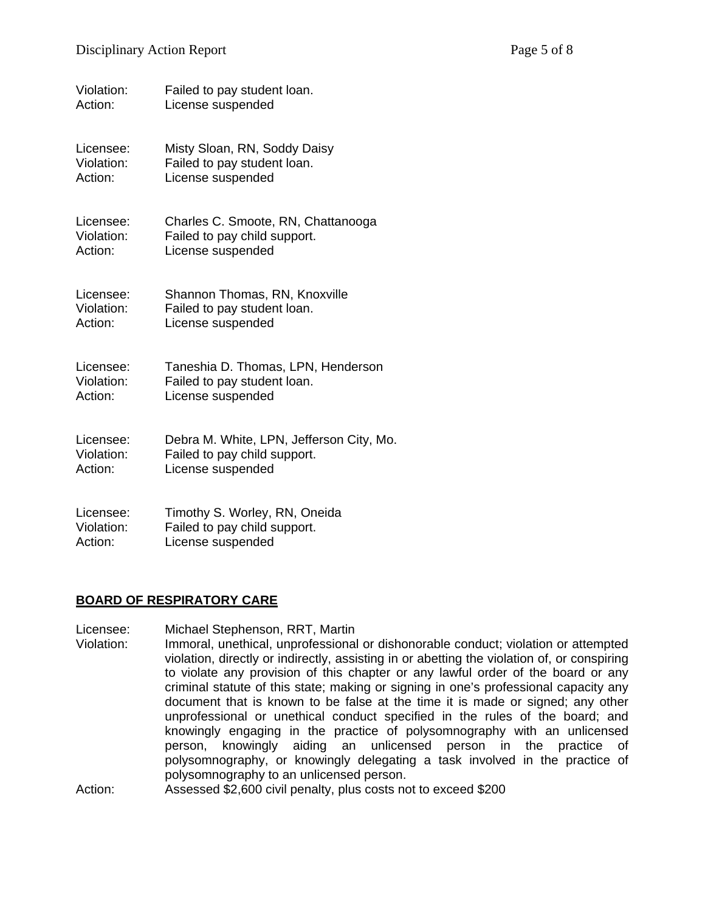Violation: Failed to pay student loan.
Action: License suspended

Licensee: Misty Sloan, RN, Soddy Daisy
Violation: Failed to pay student loan.
Action: License suspended

Licensee: Charles C. Smoote, RN, Chattanooga
Violation: Failed to pay child support.
Action: License suspended

Licensee: Shannon Thomas, RN, Knoxville
Violation: Failed to pay student loan.
Action: License suspended

Licensee: Taneshia D. Thomas, LPN, Henderson
Violation: Failed to pay student loan.
Action: License suspended

Licensee: Debra M. White, LPN, Jefferson City, Mo.
Violation: Failed to pay child support.
Action: License suspended

Licensee: Timothy S. Worley, RN, Oneida
Violation: Failed to pay child support.
Action: License suspended

## BOARD OF RESPIRATORY CARE

Licensee: Michael Stephenson, RRT, Martin
Violation: Immoral, unethical, unprofessional or dishonorable conduct; violation or attempted violation, directly or indirectly, assisting in or abetting the violation of, or conspiring to violate any provision of this chapter or any lawful order of the board or any criminal statute of this state; making or signing in one's professional capacity any document that is known to be false at the time it is made or signed; any other unprofessional or unethical conduct specified in the rules of the board; and knowingly engaging in the practice of polysomnography with an unlicensed person, knowingly aiding an unlicensed person in the practice of polysomnography, or knowingly delegating a task involved in the practice of polysomnography to an unlicensed person.
Action: Assessed $2,600 civil penalty, plus costs not to exceed $200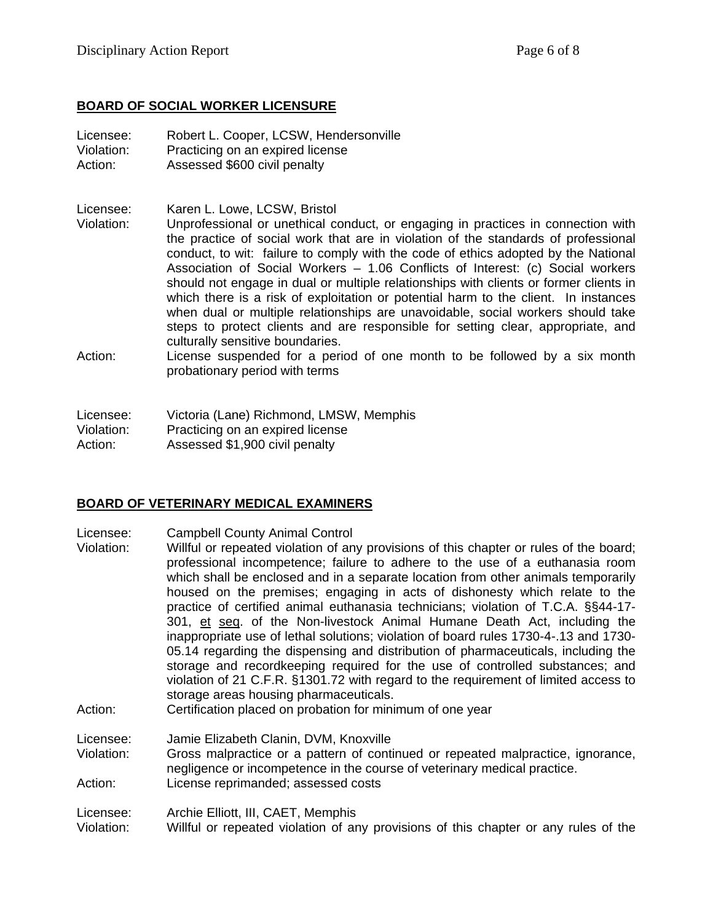**BOARD OF SOCIAL WORKER LICENSURE**

Licensee: Robert L. Cooper, LCSW, Hendersonville
Violation: Practicing on an expired license
Action: Assessed $600 civil penalty

Licensee: Karen L. Lowe, LCSW, Bristol
Violation: Unprofessional or unethical conduct, or engaging in practices in connection with the practice of social work that are in violation of the standards of professional conduct, to wit: failure to comply with the code of ethics adopted by the National Association of Social Workers – 1.06 Conflicts of Interest: (c) Social workers should not engage in dual or multiple relationships with clients or former clients in which there is a risk of exploitation or potential harm to the client. In instances when dual or multiple relationships are unavoidable, social workers should take steps to protect clients and are responsible for setting clear, appropriate, and culturally sensitive boundaries.
Action: License suspended for a period of one month to be followed by a six month probationary period with terms

Licensee: Victoria (Lane) Richmond, LMSW, Memphis
Violation: Practicing on an expired license
Action: Assessed $1,900 civil penalty

**BOARD OF VETERINARY MEDICAL EXAMINERS**

Licensee: Campbell County Animal Control
Violation: Willful or repeated violation of any provisions of this chapter or rules of the board; professional incompetence; failure to adhere to the use of a euthanasia room which shall be enclosed and in a separate location from other animals temporarily housed on the premises; engaging in acts of dishonesty which relate to the practice of certified animal euthanasia technicians; violation of T.C.A. §§44-17-301, et seq. of the Non-livestock Animal Humane Death Act, including the inappropriate use of lethal solutions; violation of board rules 1730-4-.13 and 1730-05.14 regarding the dispensing and distribution of pharmaceuticals, including the storage and recordkeeping required for the use of controlled substances; and violation of 21 C.F.R. §1301.72 with regard to the requirement of limited access to storage areas housing pharmaceuticals.
Action: Certification placed on probation for minimum of one year

Licensee: Jamie Elizabeth Clanin, DVM, Knoxville
Violation: Gross malpractice or a pattern of continued or repeated malpractice, ignorance, negligence or incompetence in the course of veterinary medical practice.
Action: License reprimanded; assessed costs

Licensee: Archie Elliott, III, CAET, Memphis
Violation: Willful or repeated violation of any provisions of this chapter or any rules of the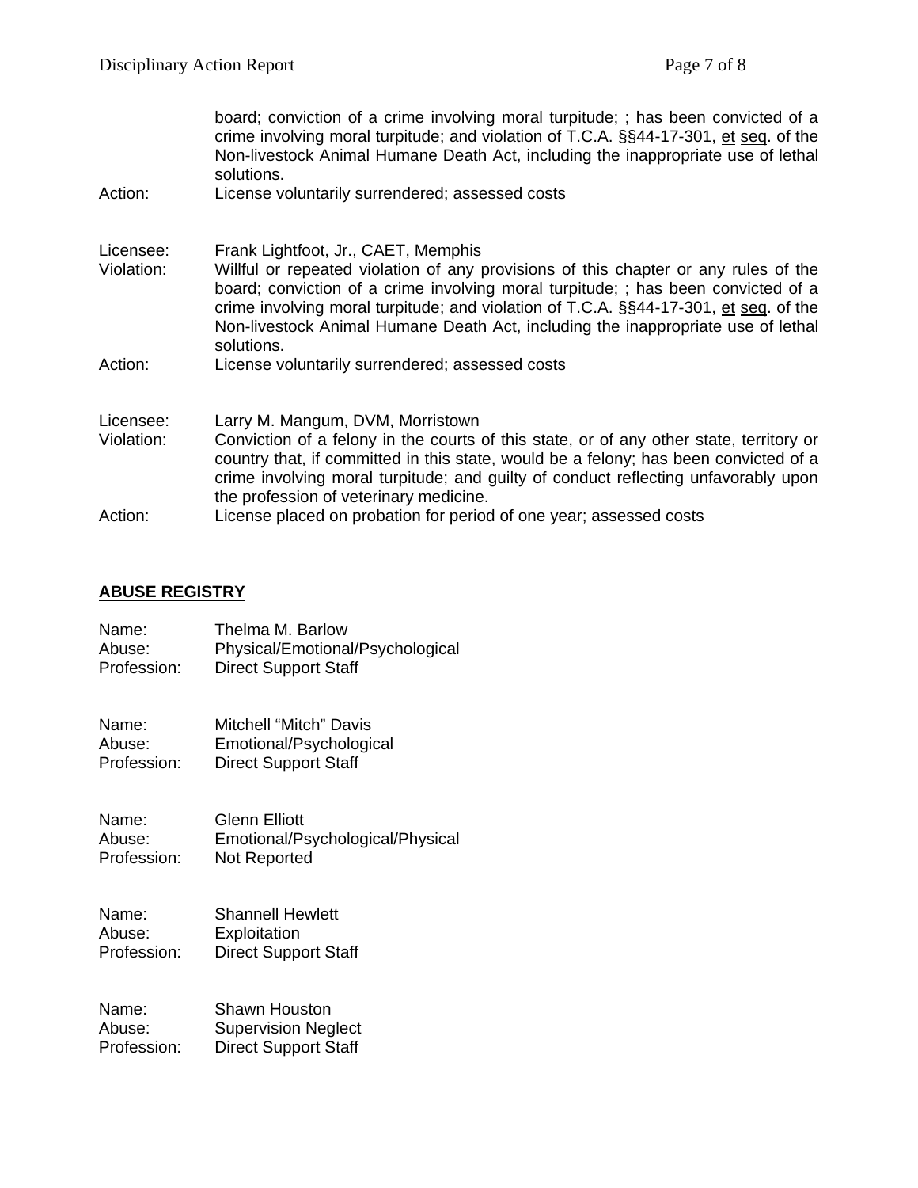board; conviction of a crime involving moral turpitude; ; has been convicted of a crime involving moral turpitude; and violation of T.C.A. §§44-17-301, et seq. of the Non-livestock Animal Humane Death Act, including the inappropriate use of lethal solutions.

Action: License voluntarily surrendered; assessed costs

Licensee: Frank Lightfoot, Jr., CAET, Memphis

Violation: Willful or repeated violation of any provisions of this chapter or any rules of the board; conviction of a crime involving moral turpitude; ; has been convicted of a crime involving moral turpitude; and violation of T.C.A. §§44-17-301, et seq. of the Non-livestock Animal Humane Death Act, including the inappropriate use of lethal solutions.

Action: License voluntarily surrendered; assessed costs

Licensee: Larry M. Mangum, DVM, Morristown

Violation: Conviction of a felony in the courts of this state, or of any other state, territory or country that, if committed in this state, would be a felony; has been convicted of a crime involving moral turpitude; and guilty of conduct reflecting unfavorably upon the profession of veterinary medicine.

Action: License placed on probation for period of one year; assessed costs

## ABUSE REGISTRY

Name: Thelma M. Barlow
Abuse: Physical/Emotional/Psychological
Profession: Direct Support Staff

Name: Mitchell "Mitch" Davis
Abuse: Emotional/Psychological
Profession: Direct Support Staff

Name: Glenn Elliott
Abuse: Emotional/Psychological/Physical
Profession: Not Reported

Name: Shannell Hewlett
Abuse: Exploitation
Profession: Direct Support Staff

Name: Shawn Houston
Abuse: Supervision Neglect
Profession: Direct Support Staff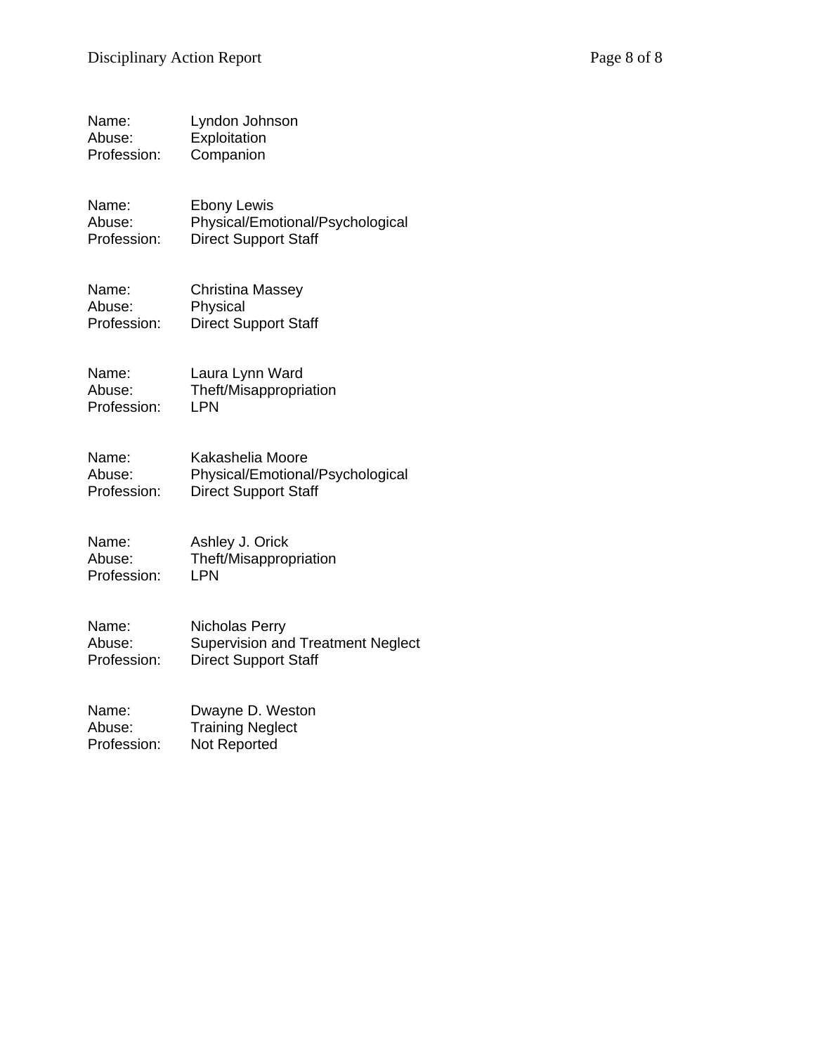Name: Lyndon Johnson
Abuse: Exploitation
Profession: Companion

Name: Ebony Lewis
Abuse: Physical/Emotional/Psychological
Profession: Direct Support Staff

Name: Christina Massey
Abuse: Physical
Profession: Direct Support Staff

Name: Laura Lynn Ward
Abuse: Theft/Misappropriation
Profession: LPN

Name: Kakashelia Moore
Abuse: Physical/Emotional/Psychological
Profession: Direct Support Staff

Name: Ashley J. Orick
Abuse: Theft/Misappropriation
Profession: LPN

Name: Nicholas Perry
Abuse: Supervision and Treatment Neglect
Profession: Direct Support Staff

Name: Dwayne D. Weston
Abuse: Training Neglect
Profession: Not Reported